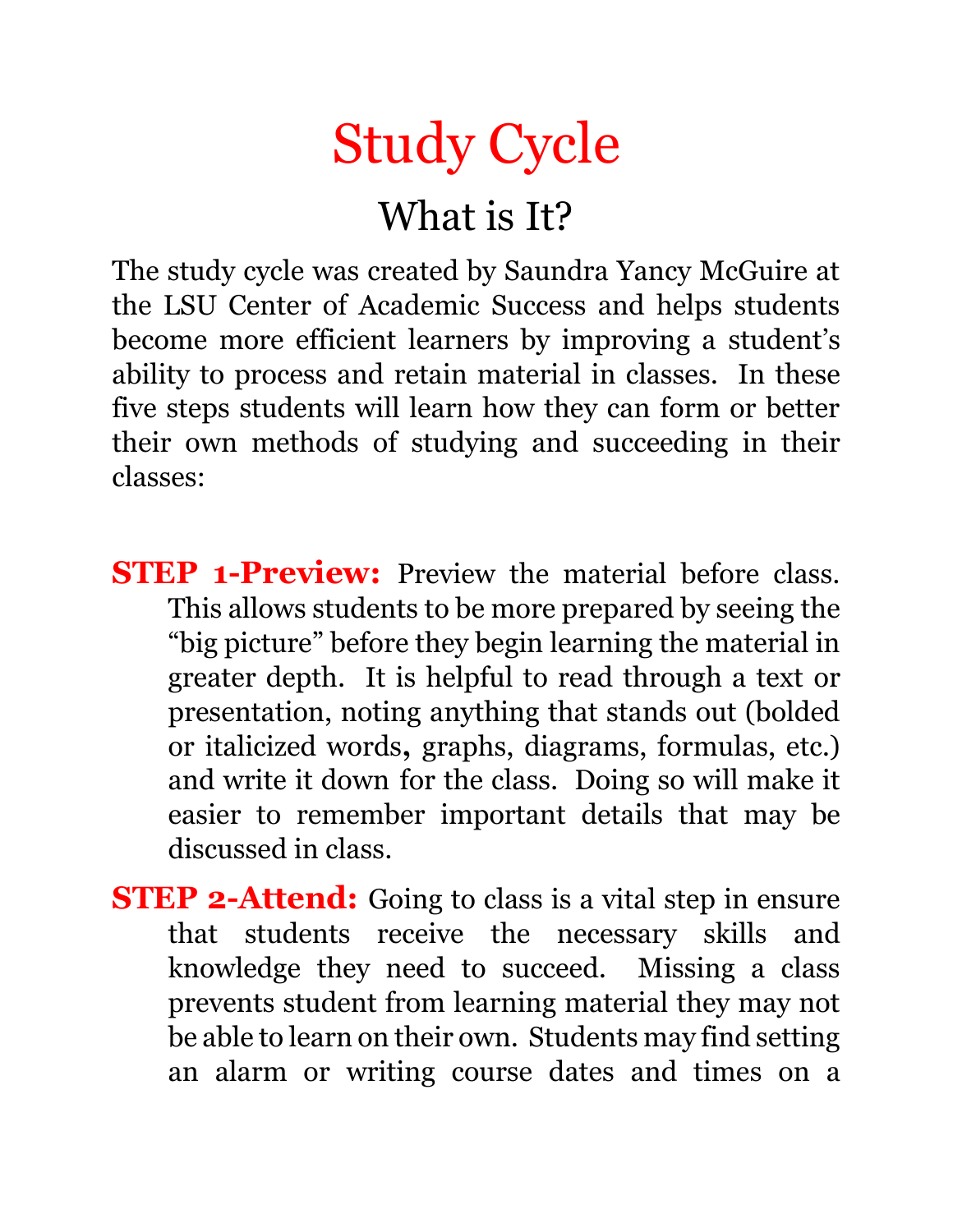# Study Cycle

## What is It?

The study cycle was created by Saundra Yancy McGuire at the LSU Center of Academic Success and helps students become more efficient learners by improving a student's ability to process and retain material in classes. In these five steps students will learn how they can form or better their own methods of studying and succeeding in their classes:

**STEP 1-Preview:** Preview the material before class. This allows students to be more prepared by seeing the "big picture" before they begin learning the material in greater depth. It is helpful to read through a text or presentation, noting anything that stands out (bolded or italicized words, graphs, diagrams, formulas, etc.) and write it down for the class. Doing so will make it easier to remember important details that may be discussed in class.

**STEP 2-Attend:** Going to class is a vital step in ensure that students receive the necessary skills and knowledge they need to succeed. Missing a class prevents student from learning material they may not be able to learn on their own. Students may find setting an alarm or writing course dates and times on a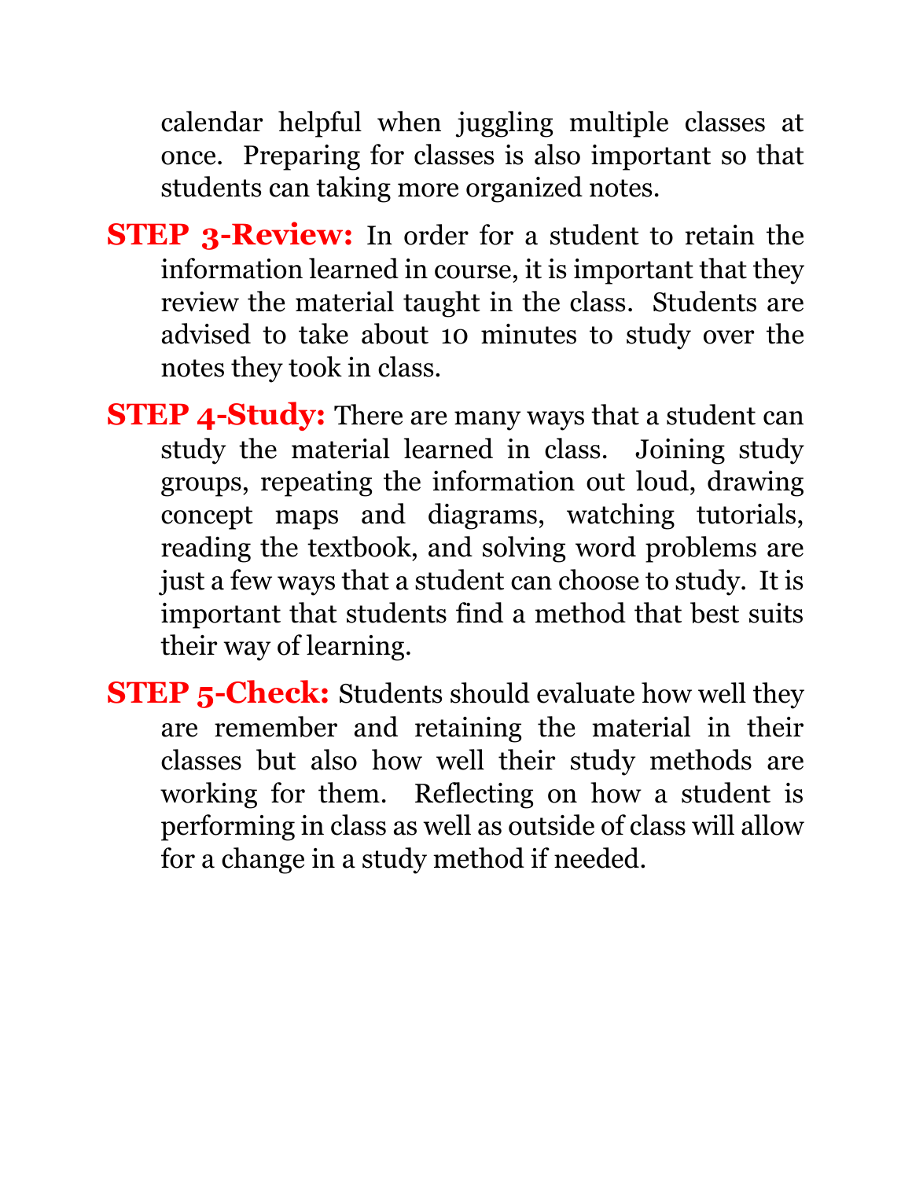calendar helpful when juggling multiple classes at once. Preparing for classes is also important so that students can taking more organized notes.

**STEP 3-Review:** In order for a student to retain the information learned in course, it is important that they review the material taught in the class. Students are advised to take about 10 minutes to study over the notes they took in class.

**STEP 4-Study:** There are many ways that a student can study the material learned in class. Joining study groups, repeating the information out loud, drawing concept maps and diagrams, watching tutorials, reading the textbook, and solving word problems are just a few ways that a student can choose to study. It is important that students find a method that best suits their way of learning.

**STEP 5-Check:** Students should evaluate how well they are remember and retaining the material in their classes but also how well their study methods are working for them. Reflecting on how a student is performing in class as well as outside of class will allow for a change in a study method if needed.